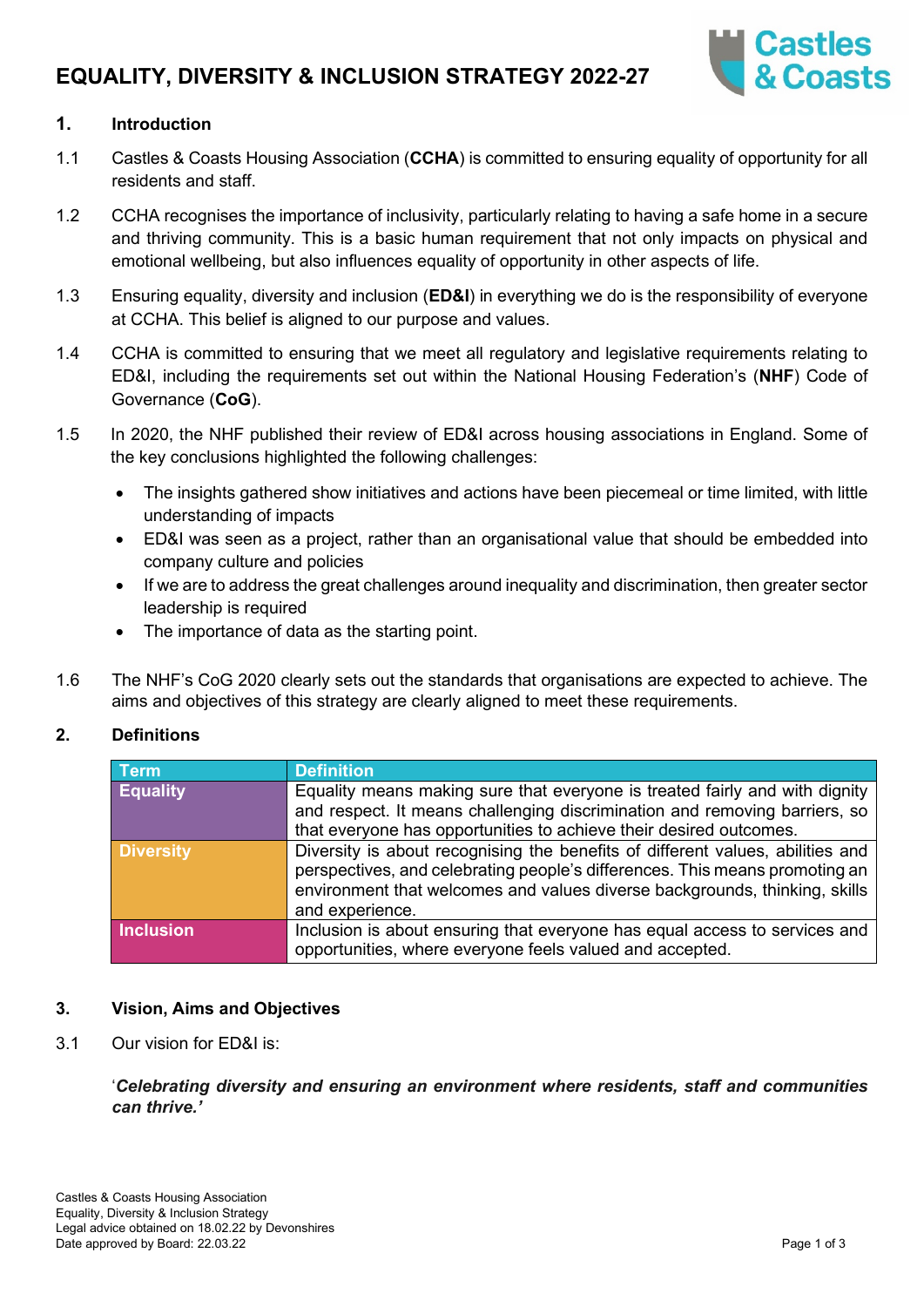# EQUALITY, DIVERSITY & INCLUSION STRATEGY 2022-27

## 1. Introduction

1.1 Castles & Coasts Housing Association (**CCHA**) is committed to ensuring equality of opportunity for all residents and staff.

1.2 CCHA recognises the importance of inclusivity, particularly relating to having a safe home in a secure and thriving community. This is a basic human requirement that not only impacts on physical and emotional wellbeing, but also influences equality of opportunity in other aspects of life.

1.3 Ensuring equality, diversity and inclusion (**ED&I**) in everything we do is the responsibility of everyone at CCHA. This belief is aligned to our purpose and values.

1.4 CCHA is committed to ensuring that we meet all regulatory and legislative requirements relating to ED&I, including the requirements set out within the National Housing Federation's (**NHF**) Code of Governance (**CoG**).

1.5 In 2020, the NHF published their review of ED&I across housing associations in England. Some of the key conclusions highlighted the following challenges:

- The insights gathered show initiatives and actions have been piecemeal or time limited, with little understanding of impacts
- ED&I was seen as a project, rather than an organisational value that should be embedded into company culture and policies
- If we are to address the great challenges around inequality and discrimination, then greater sector leadership is required
- The importance of data as the starting point.

1.6 The NHF's CoG 2020 clearly sets out the standards that organisations are expected to achieve. The aims and objectives of this strategy are clearly aligned to meet these requirements.

## 2. Definitions

| Term | Definition |
|---|---|
| **Equality** | Equality means making sure that everyone is treated fairly and with dignity and respect. It means challenging discrimination and removing barriers, so that everyone has opportunities to achieve their desired outcomes. |
| **Diversity** | Diversity is about recognising the benefits of different values, abilities and perspectives, and celebrating people's differences. This means promoting an environment that welcomes and values diverse backgrounds, thinking, skills and experience. |
| **Inclusion** | Inclusion is about ensuring that everyone has equal access to services and opportunities, where everyone feels valued and accepted. |

## 3. Vision, Aims and Objectives

3.1 Our vision for ED&I is:

'***Celebrating diversity and ensuring an environment where residents, staff and communities can thrive.'***

Castles & Coasts Housing Association
Equality, Diversity & Inclusion Strategy
Legal advice obtained on 18.02.22 by Devonshires
Date approved by Board: 22.03.22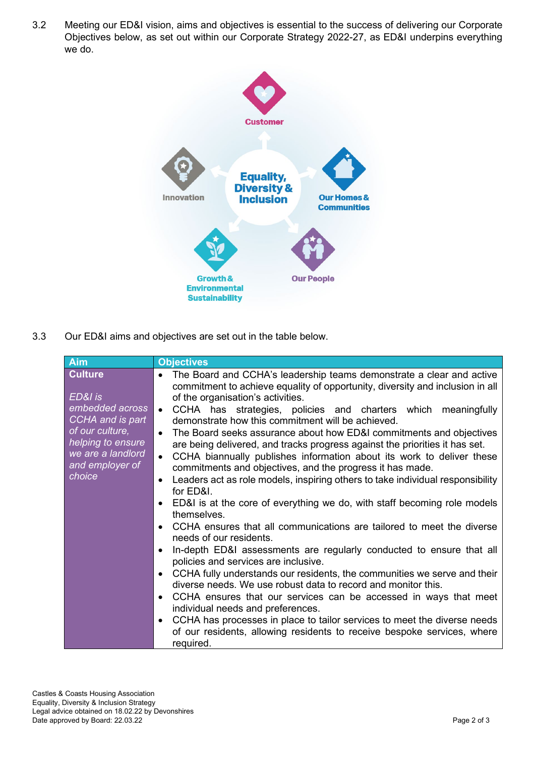3.2 Meeting our ED&I vision, aims and objectives is essential to the success of delivering our Corporate Objectives below, as set out within our Corporate Strategy 2022-27, as ED&I underpins everything we do.

Equality, Diversity & Inclusion

Customer

Our Homes & Communities

Our People

Growth & Environmental Sustainability

Innovation

3.3 Our ED&I aims and objectives are set out in the table below.

| Aim | Objectives |
|---|---|
| **Culture**<br><br>*ED&I is embedded across CCHA and is part of our culture, helping to ensure we are a landlord and employer of choice* | • The Board and CCHA's leadership teams demonstrate a clear and active commitment to achieve equality of opportunity, diversity and inclusion in all of the organisation's activities.<br>• CCHA has strategies, policies and charters which meaningfully demonstrate how this commitment will be achieved.<br>• The Board seeks assurance about how ED&I commitments and objectives are being delivered, and tracks progress against the priorities it has set.<br>• CCHA biannually publishes information about its work to deliver these commitments and objectives, and the progress it has made.<br>• Leaders act as role models, inspiring others to take individual responsibility for ED&I.<br>• ED&I is at the core of everything we do, with staff becoming role models themselves.<br>• CCHA ensures that all communications are tailored to meet the diverse needs of our residents.<br>• In-depth ED&I assessments are regularly conducted to ensure that all policies and services are inclusive.<br>• CCHA fully understands our residents, the communities we serve and their diverse needs. We use robust data to record and monitor this.<br>• CCHA ensures that our services can be accessed in ways that meet individual needs and preferences.<br>• CCHA has processes in place to tailor services to meet the diverse needs of our residents, allowing residents to receive bespoke services, where required. |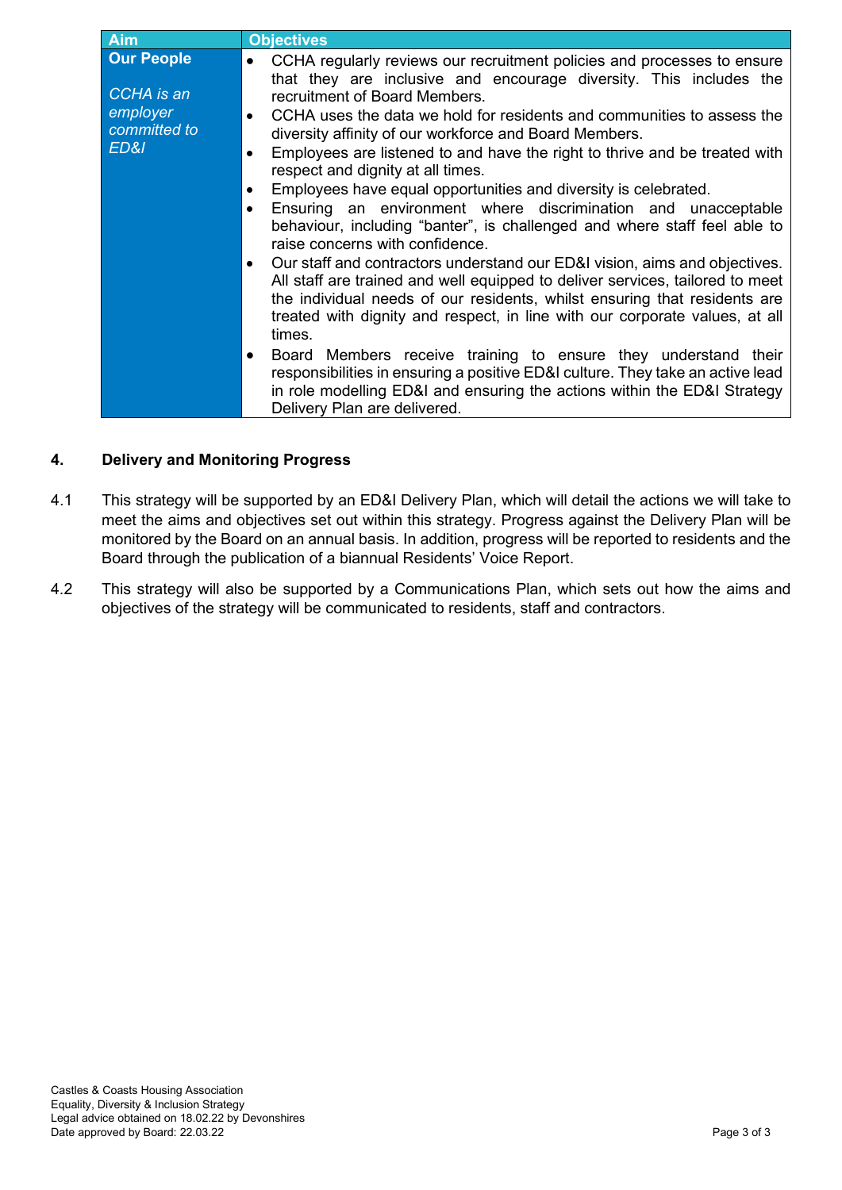| Aim | Objectives |
| --- | --- |
| **Our People**<br><br>*CCHA is an employer committed to ED&I* | • CCHA regularly reviews our recruitment policies and processes to ensure that they are inclusive and encourage diversity. This includes the recruitment of Board Members.<br>• CCHA uses the data we hold for residents and communities to assess the diversity affinity of our workforce and Board Members.<br>• Employees are listened to and have the right to thrive and be treated with respect and dignity at all times.<br>• Employees have equal opportunities and diversity is celebrated.<br>• Ensuring an environment where discrimination and unacceptable behaviour, including "banter", is challenged and where staff feel able to raise concerns with confidence.<br>• Our staff and contractors understand our ED&I vision, aims and objectives. All staff are trained and well equipped to deliver services, tailored to meet the individual needs of our residents, whilst ensuring that residents are treated with dignity and respect, in line with our corporate values, at all times.<br>• Board Members receive training to ensure they understand their responsibilities in ensuring a positive ED&I culture. They take an active lead in role modelling ED&I and ensuring the actions within the ED&I Strategy Delivery Plan are delivered. |

## 4. Delivery and Monitoring Progress

4.1 This strategy will be supported by an ED&I Delivery Plan, which will detail the actions we will take to meet the aims and objectives set out within this strategy. Progress against the Delivery Plan will be monitored by the Board on an annual basis. In addition, progress will be reported to residents and the Board through the publication of a biannual Residents' Voice Report.

4.2 This strategy will also be supported by a Communications Plan, which sets out how the aims and objectives of the strategy will be communicated to residents, staff and contractors.